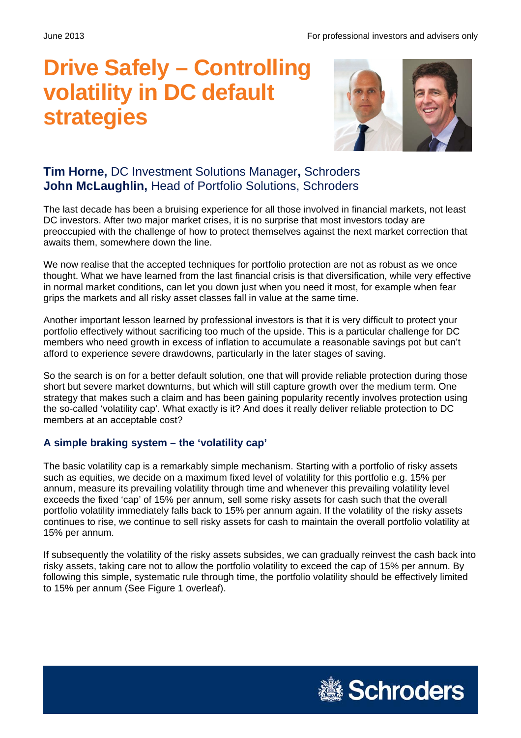June 2013

For professional investors and advisers only

# Drive Safely – Controlling volatility in DC default strategies

**Tim Horne,** DC Investment Solutions Manager**,** Schroders
**John McLaughlin,** Head of Portfolio Solutions, Schroders

The last decade has been a bruising experience for all those involved in financial markets, not least DC investors. After two major market crises, it is no surprise that most investors today are preoccupied with the challenge of how to protect themselves against the next market correction that awaits them, somewhere down the line.

We now realise that the accepted techniques for portfolio protection are not as robust as we once thought. What we have learned from the last financial crisis is that diversification, while very effective in normal market conditions, can let you down just when you need it most, for example when fear grips the markets and all risky asset classes fall in value at the same time.

Another important lesson learned by professional investors is that it is very difficult to protect your portfolio effectively without sacrificing too much of the upside. This is a particular challenge for DC members who need growth in excess of inflation to accumulate a reasonable savings pot but can't afford to experience severe drawdowns, particularly in the later stages of saving.

So the search is on for a better default solution, one that will provide reliable protection during those short but severe market downturns, but which will still capture growth over the medium term. One strategy that makes such a claim and has been gaining popularity recently involves protection using the so-called 'volatility cap'. What exactly is it? And does it really deliver reliable protection to DC members at an acceptable cost?

### A simple braking system – the 'volatility cap'

The basic volatility cap is a remarkably simple mechanism. Starting with a portfolio of risky assets such as equities, we decide on a maximum fixed level of volatility for this portfolio e.g. 15% per annum, measure its prevailing volatility through time and whenever this prevailing volatility level exceeds the fixed 'cap' of 15% per annum, sell some risky assets for cash such that the overall portfolio volatility immediately falls back to 15% per annum again. If the volatility of the risky assets continues to rise, we continue to sell risky assets for cash to maintain the overall portfolio volatility at 15% per annum.

If subsequently the volatility of the risky assets subsides, we can gradually reinvest the cash back into risky assets, taking care not to allow the portfolio volatility to exceed the cap of 15% per annum. By following this simple, systematic rule through time, the portfolio volatility should be effectively limited to 15% per annum (See Figure 1 overleaf).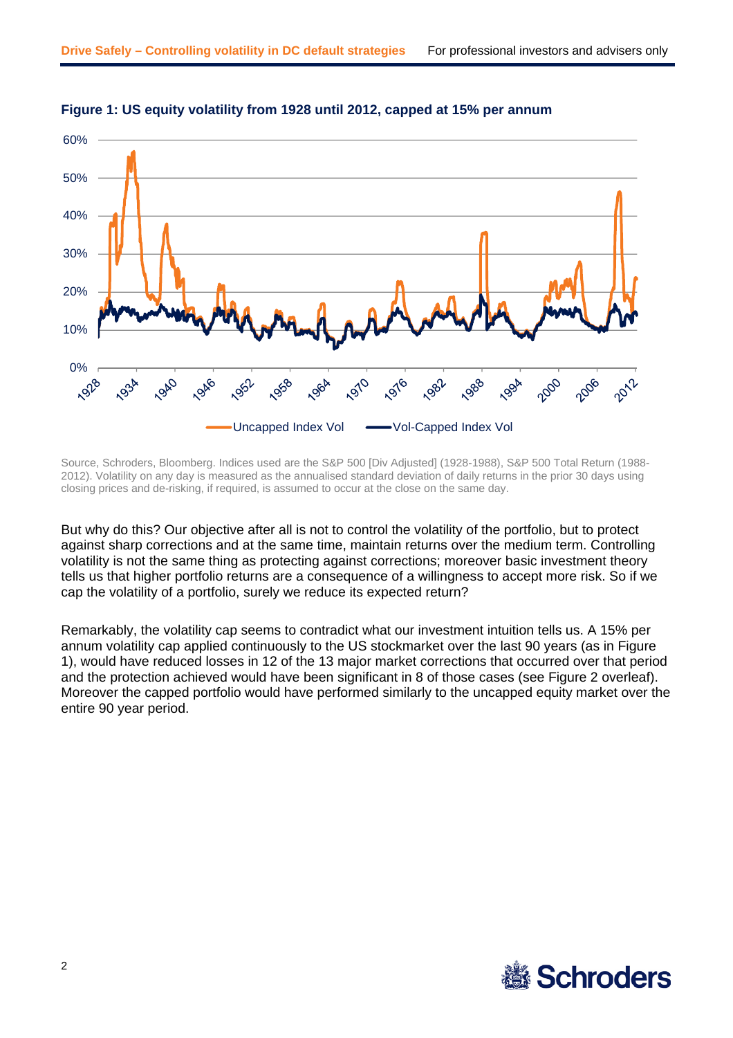**Figure 1: US equity volatility from 1928 until 2012, capped at 15% per annum**

Source, Schroders, Bloomberg. Indices used are the S&P 500 [Div Adjusted] (1928-1988), S&P 500 Total Return (1988-2012). Volatility on any day is measured as the annualised standard deviation of daily returns in the prior 30 days using closing prices and de-risking, if required, is assumed to occur at the close on the same day.

But why do this? Our objective after all is not to control the volatility of the portfolio, but to protect against sharp corrections and at the same time, maintain returns over the medium term. Controlling volatility is not the same thing as protecting against corrections; moreover basic investment theory tells us that higher portfolio returns are a consequence of a willingness to accept more risk. So if we cap the volatility of a portfolio, surely we reduce its expected return?

Remarkably, the volatility cap seems to contradict what our investment intuition tells us. A 15% per annum volatility cap applied continuously to the US stockmarket over the last 90 years (as in Figure 1), would have reduced losses in 12 of the 13 major market corrections that occurred over that period and the protection achieved would have been significant in 8 of those cases (see Figure 2 overleaf). Moreover the capped portfolio would have performed similarly to the uncapped equity market over the entire 90 year period.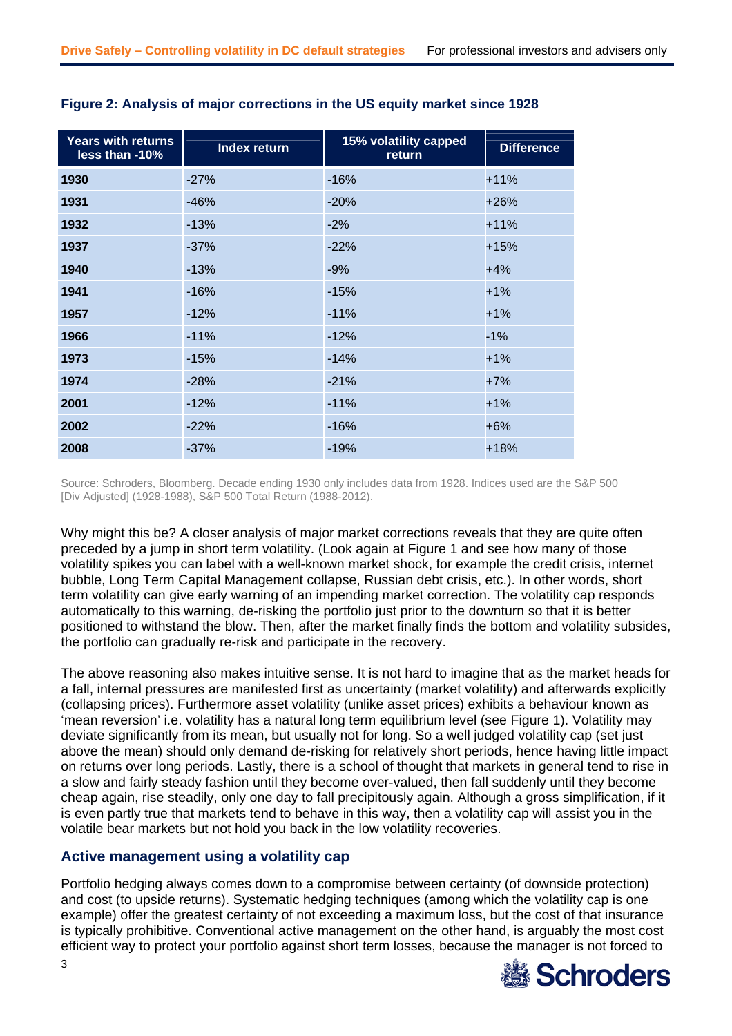**Figure 2: Analysis of major corrections in the US equity market since 1928**

| Years with returns less than -10% | Index return | 15% volatility capped return | Difference |
|---|---|---|---|
| **1930** | -27% | -16% | +11% |
| **1931** | -46% | -20% | +26% |
| **1932** | -13% | -2% | +11% |
| **1937** | -37% | -22% | +15% |
| **1940** | -13% | -9% | +4% |
| **1941** | -16% | -15% | +1% |
| **1957** | -12% | -11% | +1% |
| **1966** | -11% | -12% | -1% |
| **1973** | -15% | -14% | +1% |
| **1974** | -28% | -21% | +7% |
| **2001** | -12% | -11% | +1% |
| **2002** | -22% | -16% | +6% |
| **2008** | -37% | -19% | +18% |

Source: Schroders, Bloomberg. Decade ending 1930 only includes data from 1928. Indices used are the S&P 500 [Div Adjusted] (1928-1988), S&P 500 Total Return (1988-2012).

Why might this be? A closer analysis of major market corrections reveals that they are quite often preceded by a jump in short term volatility. (Look again at Figure 1 and see how many of those volatility spikes you can label with a well-known market shock, for example the credit crisis, internet bubble, Long Term Capital Management collapse, Russian debt crisis, etc.). In other words, short term volatility can give early warning of an impending market correction. The volatility cap responds automatically to this warning, de-risking the portfolio just prior to the downturn so that it is better positioned to withstand the blow. Then, after the market finally finds the bottom and volatility subsides, the portfolio can gradually re-risk and participate in the recovery.

The above reasoning also makes intuitive sense. It is not hard to imagine that as the market heads for a fall, internal pressures are manifested first as uncertainty (market volatility) and afterwards explicitly (collapsing prices). Furthermore asset volatility (unlike asset prices) exhibits a behaviour known as 'mean reversion' i.e. volatility has a natural long term equilibrium level (see Figure 1). Volatility may deviate significantly from its mean, but usually not for long. So a well judged volatility cap (set just above the mean) should only demand de-risking for relatively short periods, hence having little impact on returns over long periods. Lastly, there is a school of thought that markets in general tend to rise in a slow and fairly steady fashion until they become over-valued, then fall suddenly until they become cheap again, rise steadily, only one day to fall precipitously again. Although a gross simplification, if it is even partly true that markets tend to behave in this way, then a volatility cap will assist you in the volatile bear markets but not hold you back in the low volatility recoveries.

## Active management using a volatility cap

Portfolio hedging always comes down to a compromise between certainty (of downside protection) and cost (to upside returns). Systematic hedging techniques (among which the volatility cap is one example) offer the greatest certainty of not exceeding a maximum loss, but the cost of that insurance is typically prohibitive. Conventional active management on the other hand, is arguably the most cost efficient way to protect your portfolio against short term losses, because the manager is not forced to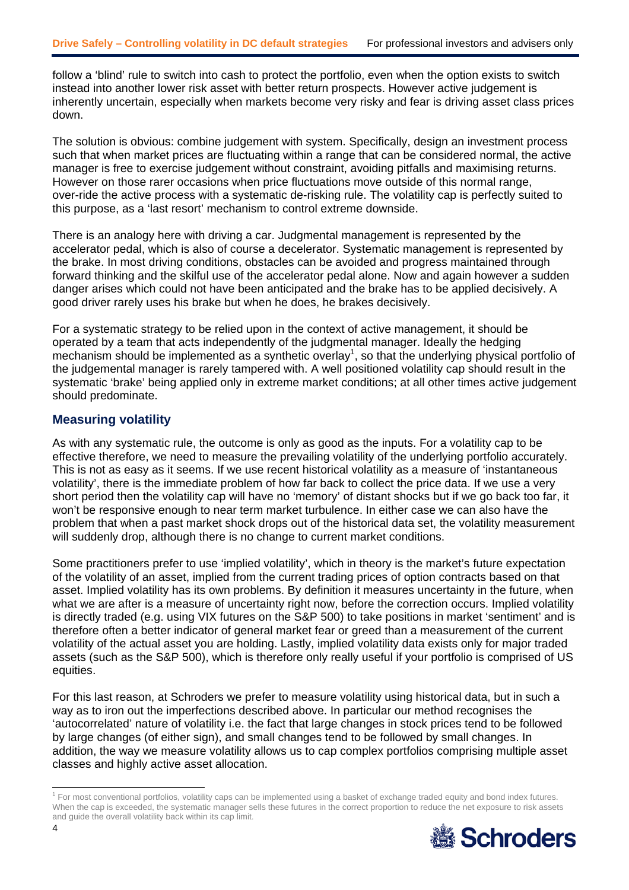follow a 'blind' rule to switch into cash to protect the portfolio, even when the option exists to switch instead into another lower risk asset with better return prospects. However active judgement is inherently uncertain, especially when markets become very risky and fear is driving asset class prices down.

The solution is obvious: combine judgement with system. Specifically, design an investment process such that when market prices are fluctuating within a range that can be considered normal, the active manager is free to exercise judgement without constraint, avoiding pitfalls and maximising returns. However on those rarer occasions when price fluctuations move outside of this normal range, over-ride the active process with a systematic de-risking rule. The volatility cap is perfectly suited to this purpose, as a 'last resort' mechanism to control extreme downside.

There is an analogy here with driving a car. Judgmental management is represented by the accelerator pedal, which is also of course a decelerator. Systematic management is represented by the brake. In most driving conditions, obstacles can be avoided and progress maintained through forward thinking and the skilful use of the accelerator pedal alone. Now and again however a sudden danger arises which could not have been anticipated and the brake has to be applied decisively. A good driver rarely uses his brake but when he does, he brakes decisively.

For a systematic strategy to be relied upon in the context of active management, it should be operated by a team that acts independently of the judgmental manager. Ideally the hedging mechanism should be implemented as a synthetic overlay[1], so that the underlying physical portfolio of the judgemental manager is rarely tampered with. A well positioned volatility cap should result in the systematic 'brake' being applied only in extreme market conditions; at all other times active judgement should predominate.

## Measuring volatility

As with any systematic rule, the outcome is only as good as the inputs. For a volatility cap to be effective therefore, we need to measure the prevailing volatility of the underlying portfolio accurately. This is not as easy as it seems. If we use recent historical volatility as a measure of 'instantaneous volatility', there is the immediate problem of how far back to collect the price data. If we use a very short period then the volatility cap will have no 'memory' of distant shocks but if we go back too far, it won't be responsive enough to near term market turbulence. In either case we can also have the problem that when a past market shock drops out of the historical data set, the volatility measurement will suddenly drop, although there is no change to current market conditions.

Some practitioners prefer to use 'implied volatility', which in theory is the market's future expectation of the volatility of an asset, implied from the current trading prices of option contracts based on that asset. Implied volatility has its own problems. By definition it measures uncertainty in the future, when what we are after is a measure of uncertainty right now, before the correction occurs. Implied volatility is directly traded (e.g. using VIX futures on the S&P 500) to take positions in market 'sentiment' and is therefore often a better indicator of general market fear or greed than a measurement of the current volatility of the actual asset you are holding. Lastly, implied volatility data exists only for major traded assets (such as the S&P 500), which is therefore only really useful if your portfolio is comprised of US equities.

For this last reason, at Schroders we prefer to measure volatility using historical data, but in such a way as to iron out the imperfections described above. In particular our method recognises the 'autocorrelated' nature of volatility i.e. the fact that large changes in stock prices tend to be followed by large changes (of either sign), and small changes tend to be followed by small changes. In addition, the way we measure volatility allows us to cap complex portfolios comprising multiple asset classes and highly active asset allocation.

[1] For most conventional portfolios, volatility caps can be implemented using a basket of exchange traded equity and bond index futures. When the cap is exceeded, the systematic manager sells these futures in the correct proportion to reduce the net exposure to risk assets and guide the overall volatility back within its cap limit.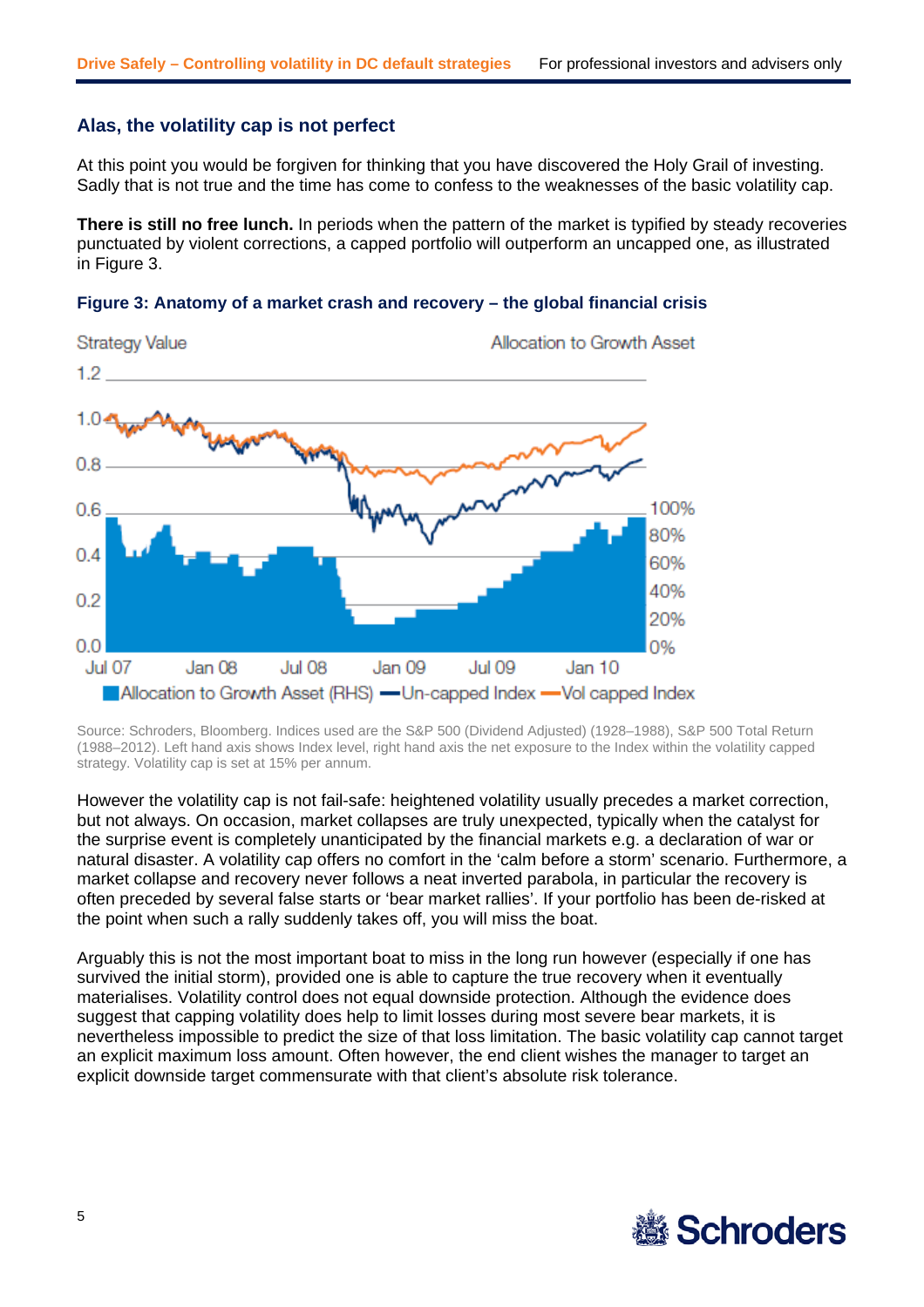## Alas, the volatility cap is not perfect

At this point you would be forgiven for thinking that you have discovered the Holy Grail of investing. Sadly that is not true and the time has come to confess to the weaknesses of the basic volatility cap.

**There is still no free lunch.** In periods when the pattern of the market is typified by steady recoveries punctuated by violent corrections, a capped portfolio will outperform an uncapped one, as illustrated in Figure 3.

**Figure 3: Anatomy of a market crash and recovery – the global financial crisis**

Source: Schroders, Bloomberg. Indices used are the S&P 500 (Dividend Adjusted) (1928–1988), S&P 500 Total Return (1988–2012). Left hand axis shows Index level, right hand axis the net exposure to the Index within the volatility capped strategy. Volatility cap is set at 15% per annum.

However the volatility cap is not fail-safe: heightened volatility usually precedes a market correction, but not always. On occasion, market collapses are truly unexpected, typically when the catalyst for the surprise event is completely unanticipated by the financial markets e.g. a declaration of war or natural disaster. A volatility cap offers no comfort in the 'calm before a storm' scenario. Furthermore, a market collapse and recovery never follows a neat inverted parabola, in particular the recovery is often preceded by several false starts or 'bear market rallies'. If your portfolio has been de-risked at the point when such a rally suddenly takes off, you will miss the boat.

Arguably this is not the most important boat to miss in the long run however (especially if one has survived the initial storm), provided one is able to capture the true recovery when it eventually materialises. Volatility control does not equal downside protection. Although the evidence does suggest that capping volatility does help to limit losses during most severe bear markets, it is nevertheless impossible to predict the size of that loss limitation. The basic volatility cap cannot target an explicit maximum loss amount. Often however, the end client wishes the manager to target an explicit downside target commensurate with that client's absolute risk tolerance.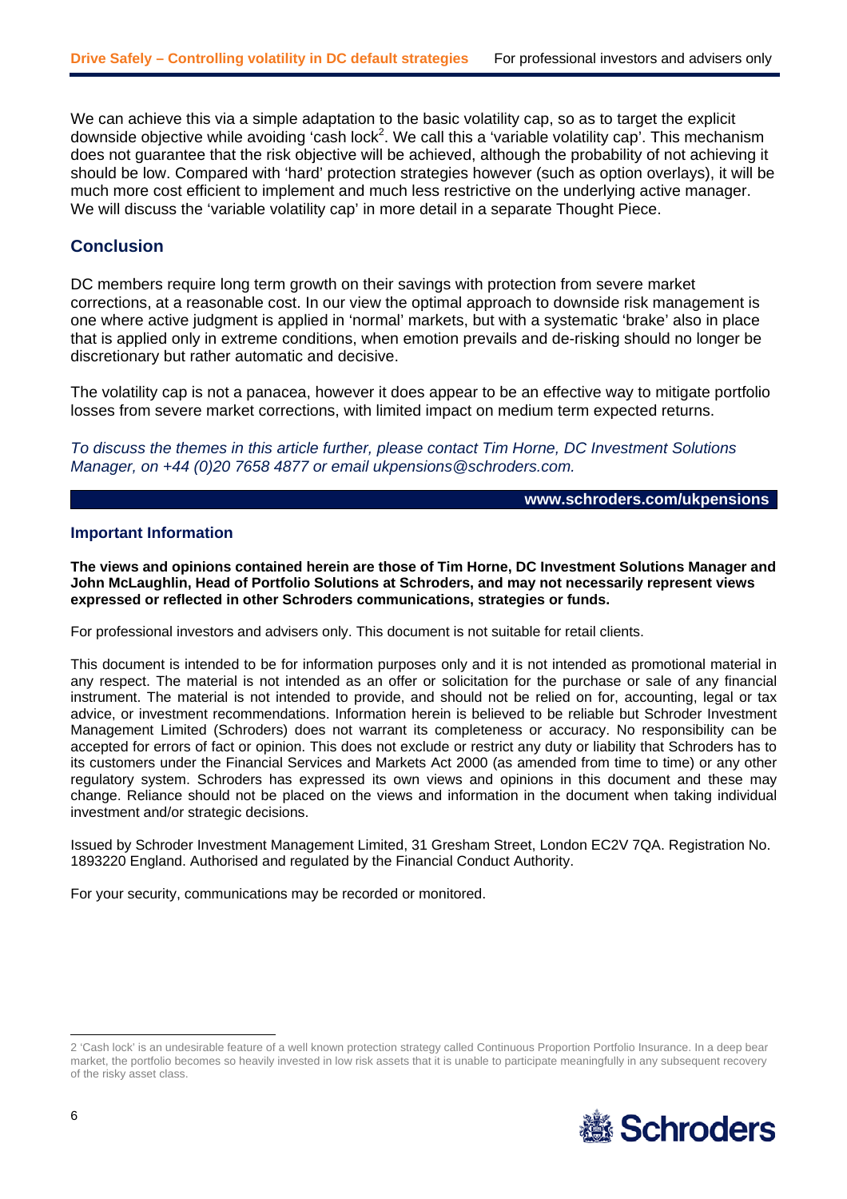We can achieve this via a simple adaptation to the basic volatility cap, so as to target the explicit downside objective while avoiding 'cash lock'[2]. We call this a 'variable volatility cap'. This mechanism does not guarantee that the risk objective will be achieved, although the probability of not achieving it should be low. Compared with 'hard' protection strategies however (such as option overlays), it will be much more cost efficient to implement and much less restrictive on the underlying active manager. We will discuss the 'variable volatility cap' in more detail in a separate Thought Piece.

## Conclusion

DC members require long term growth on their savings with protection from severe market corrections, at a reasonable cost. In our view the optimal approach to downside risk management is one where active judgment is applied in 'normal' markets, but with a systematic 'brake' also in place that is applied only in extreme conditions, when emotion prevails and de-risking should no longer be discretionary but rather automatic and decisive.

The volatility cap is not a panacea, however it does appear to be an effective way to mitigate portfolio losses from severe market corrections, with limited impact on medium term expected returns.

*To discuss the themes in this article further, please contact Tim Horne, DC Investment Solutions Manager, on +44 (0)20 7658 4877 or email ukpensions@schroders.com.*

**www.schroders.com/ukpensions**

### Important Information

**The views and opinions contained herein are those of Tim Horne, DC Investment Solutions Manager and John McLaughlin, Head of Portfolio Solutions at Schroders, and may not necessarily represent views expressed or reflected in other Schroders communications, strategies or funds.**

For professional investors and advisers only. This document is not suitable for retail clients.

This document is intended to be for information purposes only and it is not intended as promotional material in any respect. The material is not intended as an offer or solicitation for the purchase or sale of any financial instrument. The material is not intended to provide, and should not be relied on for, accounting, legal or tax advice, or investment recommendations. Information herein is believed to be reliable but Schroder Investment Management Limited (Schroders) does not warrant its completeness or accuracy. No responsibility can be accepted for errors of fact or opinion. This does not exclude or restrict any duty or liability that Schroders has to its customers under the Financial Services and Markets Act 2000 (as amended from time to time) or any other regulatory system. Schroders has expressed its own views and opinions in this document and these may change. Reliance should not be placed on the views and information in the document when taking individual investment and/or strategic decisions.

Issued by Schroder Investment Management Limited, 31 Gresham Street, London EC2V 7QA. Registration No. 1893220 England. Authorised and regulated by the Financial Conduct Authority.

For your security, communications may be recorded or monitored.

2 'Cash lock' is an undesirable feature of a well known protection strategy called Continuous Proportion Portfolio Insurance. In a deep bear market, the portfolio becomes so heavily invested in low risk assets that it is unable to participate meaningfully in any subsequent recovery of the risky asset class.